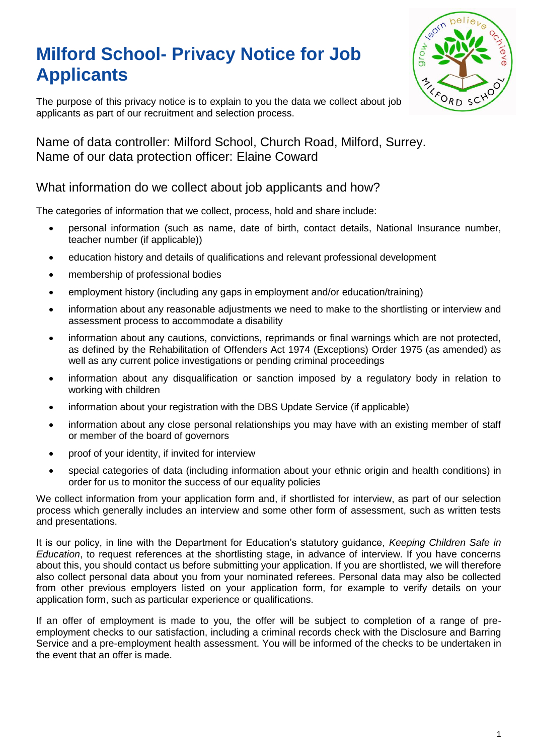# Milford School- Privacy Notice for Job Applicants

The purpose of this privacy notice is to explain to you the data we collect about job applicants as part of our recruitment and selection process.

## Name of data controller: Milford School, Church Road, Milford, Surrey.
## Name of our data protection officer: Elaine Coward

## What information do we collect about job applicants and how?

The categories of information that we collect, process, hold and share include:

- personal information (such as name, date of birth, contact details, National Insurance number, teacher number (if applicable))
- education history and details of qualifications and relevant professional development
- membership of professional bodies
- employment history (including any gaps in employment and/or education/training)
- information about any reasonable adjustments we need to make to the shortlisting or interview and assessment process to accommodate a disability
- information about any cautions, convictions, reprimands or final warnings which are not protected, as defined by the Rehabilitation of Offenders Act 1974 (Exceptions) Order 1975 (as amended) as well as any current police investigations or pending criminal proceedings
- information about any disqualification or sanction imposed by a regulatory body in relation to working with children
- information about your registration with the DBS Update Service (if applicable)
- information about any close personal relationships you may have with an existing member of staff or member of the board of governors
- proof of your identity, if invited for interview
- special categories of data (including information about your ethnic origin and health conditions) in order for us to monitor the success of our equality policies

We collect information from your application form and, if shortlisted for interview, as part of our selection process which generally includes an interview and some other form of assessment, such as written tests and presentations.

It is our policy, in line with the Department for Education's statutory guidance, *Keeping Children Safe in Education*, to request references at the shortlisting stage, in advance of interview. If you have concerns about this, you should contact us before submitting your application. If you are shortlisted, we will therefore also collect personal data about you from your nominated referees. Personal data may also be collected from other previous employers listed on your application form, for example to verify details on your application form, such as particular experience or qualifications.

If an offer of employment is made to you, the offer will be subject to completion of a range of pre-employment checks to our satisfaction, including a criminal records check with the Disclosure and Barring Service and a pre-employment health assessment. You will be informed of the checks to be undertaken in the event that an offer is made.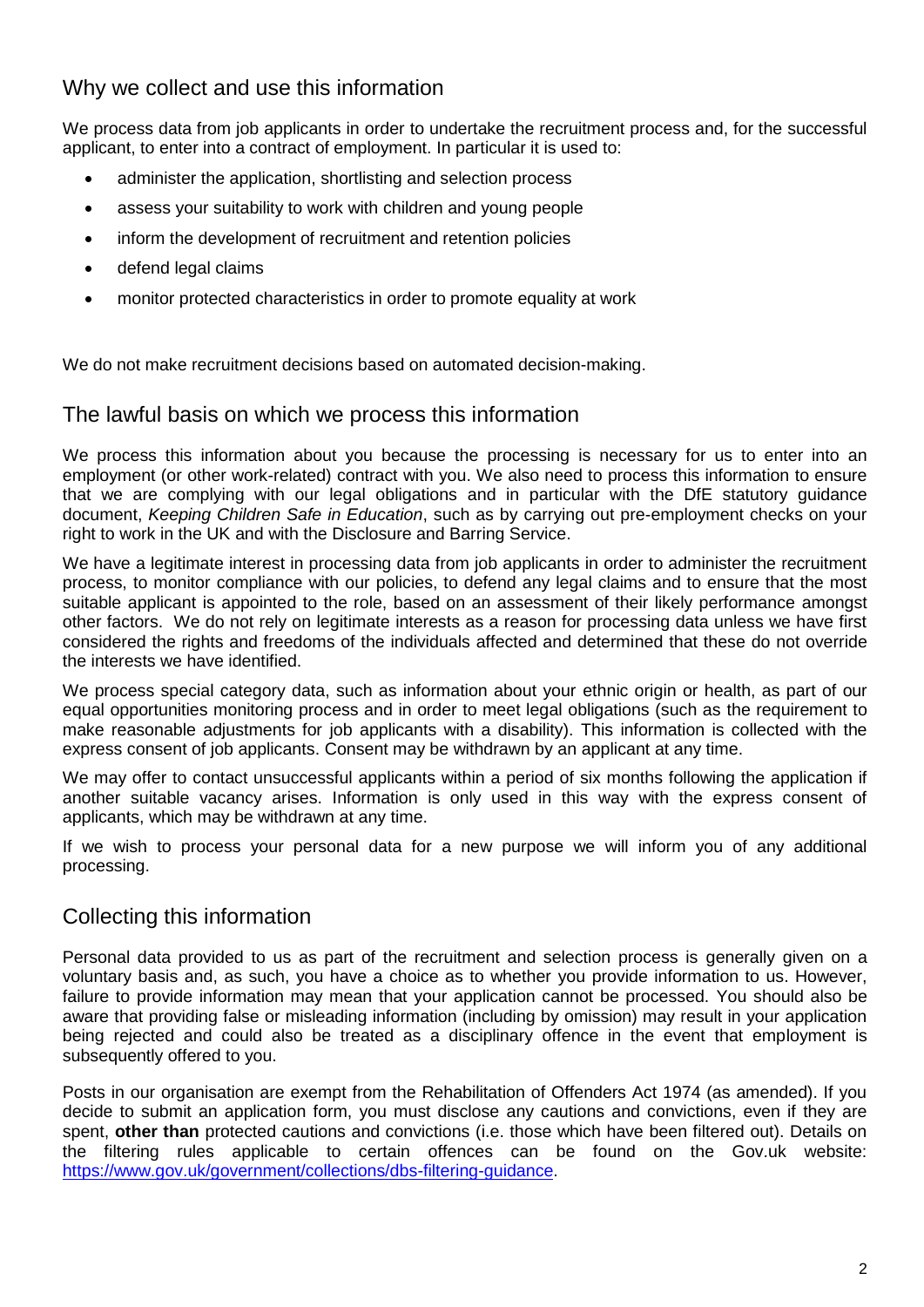## Why we collect and use this information

We process data from job applicants in order to undertake the recruitment process and, for the successful applicant, to enter into a contract of employment. In particular it is used to:

- administer the application, shortlisting and selection process
- assess your suitability to work with children and young people
- inform the development of recruitment and retention policies
- defend legal claims
- monitor protected characteristics in order to promote equality at work

We do not make recruitment decisions based on automated decision-making.

## The lawful basis on which we process this information

We process this information about you because the processing is necessary for us to enter into an employment (or other work-related) contract with you. We also need to process this information to ensure that we are complying with our legal obligations and in particular with the DfE statutory guidance document, *Keeping Children Safe in Education*, such as by carrying out pre-employment checks on your right to work in the UK and with the Disclosure and Barring Service.

We have a legitimate interest in processing data from job applicants in order to administer the recruitment process, to monitor compliance with our policies, to defend any legal claims and to ensure that the most suitable applicant is appointed to the role, based on an assessment of their likely performance amongst other factors. We do not rely on legitimate interests as a reason for processing data unless we have first considered the rights and freedoms of the individuals affected and determined that these do not override the interests we have identified.

We process special category data, such as information about your ethnic origin or health, as part of our equal opportunities monitoring process and in order to meet legal obligations (such as the requirement to make reasonable adjustments for job applicants with a disability). This information is collected with the express consent of job applicants. Consent may be withdrawn by an applicant at any time.

We may offer to contact unsuccessful applicants within a period of six months following the application if another suitable vacancy arises. Information is only used in this way with the express consent of applicants, which may be withdrawn at any time.

If we wish to process your personal data for a new purpose we will inform you of any additional processing.

## Collecting this information

Personal data provided to us as part of the recruitment and selection process is generally given on a voluntary basis and, as such, you have a choice as to whether you provide information to us. However, failure to provide information may mean that your application cannot be processed. You should also be aware that providing false or misleading information (including by omission) may result in your application being rejected and could also be treated as a disciplinary offence in the event that employment is subsequently offered to you.

Posts in our organisation are exempt from the Rehabilitation of Offenders Act 1974 (as amended). If you decide to submit an application form, you must disclose any cautions and convictions, even if they are spent, **other than** protected cautions and convictions (i.e. those which have been filtered out). Details on the filtering rules applicable to certain offences can be found on the Gov.uk website: [https://www.gov.uk/government/collections/dbs-filtering-guidance](https://www.gov.uk/government/collections/dbs-filtering-guidance).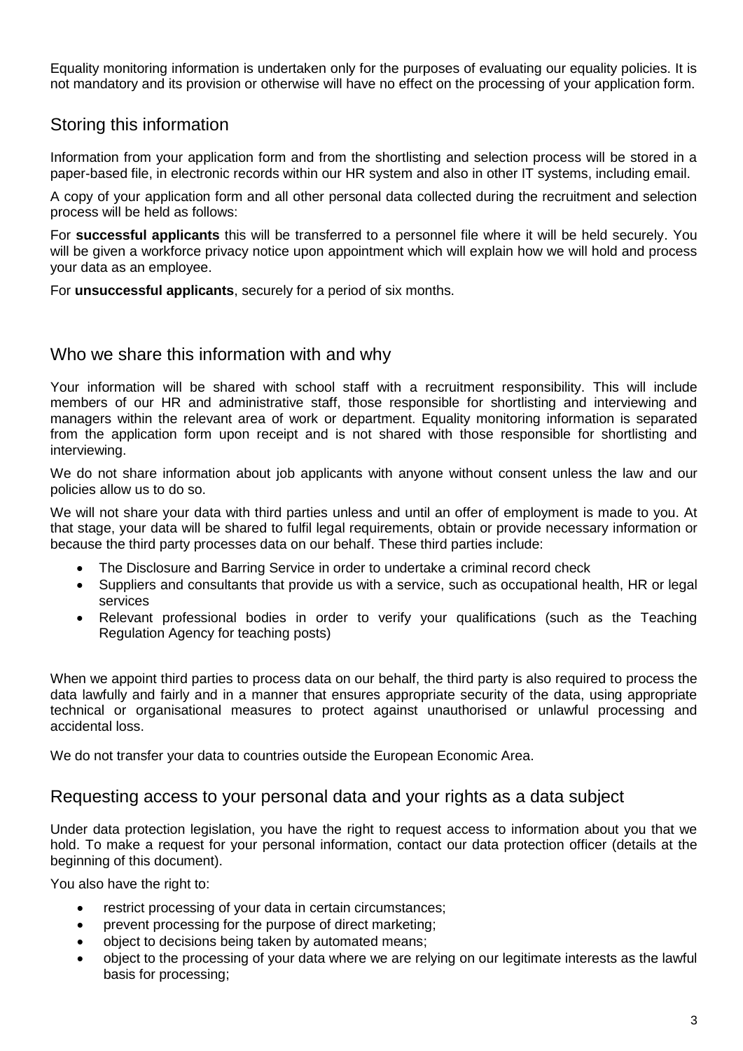Equality monitoring information is undertaken only for the purposes of evaluating our equality policies. It is not mandatory and its provision or otherwise will have no effect on the processing of your application form.

## Storing this information

Information from your application form and from the shortlisting and selection process will be stored in a paper-based file, in electronic records within our HR system and also in other IT systems, including email.

A copy of your application form and all other personal data collected during the recruitment and selection process will be held as follows:

For **successful applicants** this will be transferred to a personnel file where it will be held securely. You will be given a workforce privacy notice upon appointment which will explain how we will hold and process your data as an employee.

For **unsuccessful applicants**, securely for a period of six months.

## Who we share this information with and why

Your information will be shared with school staff with a recruitment responsibility. This will include members of our HR and administrative staff, those responsible for shortlisting and interviewing and managers within the relevant area of work or department. Equality monitoring information is separated from the application form upon receipt and is not shared with those responsible for shortlisting and interviewing.

We do not share information about job applicants with anyone without consent unless the law and our policies allow us to do so.

We will not share your data with third parties unless and until an offer of employment is made to you. At that stage, your data will be shared to fulfil legal requirements, obtain or provide necessary information or because the third party processes data on our behalf. These third parties include:

- The Disclosure and Barring Service in order to undertake a criminal record check
- Suppliers and consultants that provide us with a service, such as occupational health, HR or legal services
- Relevant professional bodies in order to verify your qualifications (such as the Teaching Regulation Agency for teaching posts)

When we appoint third parties to process data on our behalf, the third party is also required to process the data lawfully and fairly and in a manner that ensures appropriate security of the data, using appropriate technical or organisational measures to protect against unauthorised or unlawful processing and accidental loss.

We do not transfer your data to countries outside the European Economic Area.

## Requesting access to your personal data and your rights as a data subject

Under data protection legislation, you have the right to request access to information about you that we hold. To make a request for your personal information, contact our data protection officer (details at the beginning of this document).

You also have the right to:

- restrict processing of your data in certain circumstances;
- prevent processing for the purpose of direct marketing;
- object to decisions being taken by automated means;
- object to the processing of your data where we are relying on our legitimate interests as the lawful basis for processing;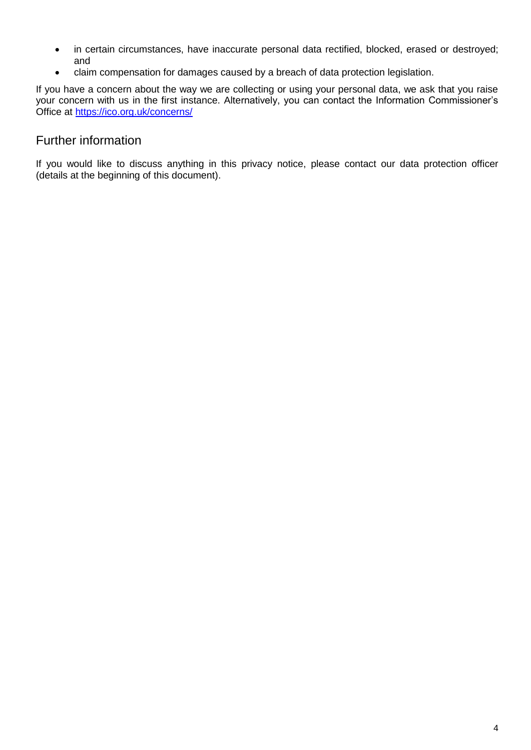- in certain circumstances, have inaccurate personal data rectified, blocked, erased or destroyed; and
- claim compensation for damages caused by a breach of data protection legislation.

If you have a concern about the way we are collecting or using your personal data, we ask that you raise your concern with us in the first instance. Alternatively, you can contact the Information Commissioner's Office at https://ico.org.uk/concerns/

## Further information

If you would like to discuss anything in this privacy notice, please contact our data protection officer (details at the beginning of this document).